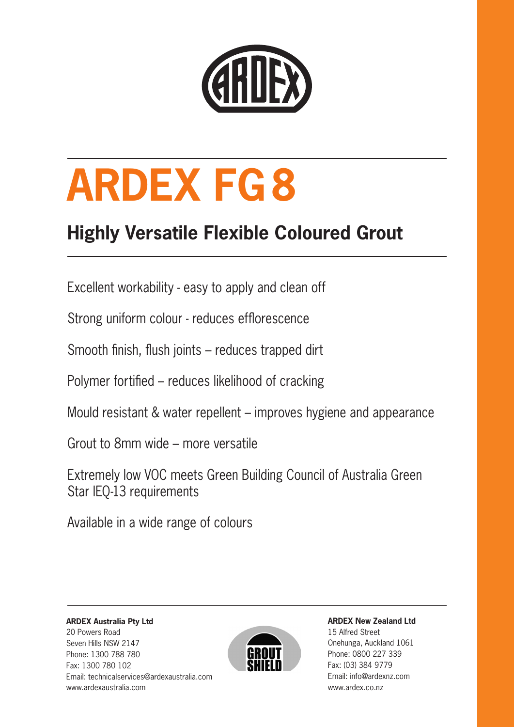# ARDEX FG8

## Highly Versatile Flexible Coloured Grout

Excellent workability - easy to apply and clean off

Strong uniform colour - reduces efflorescence

Smooth finish, flush joints – reduces trapped dirt

Polymer fortified – reduces likelihood of cracking

Mould resistant & water repellent – improves hygiene and appearance

Grout to 8mm wide – more versatile

Extremely low VOC meets Green Building Council of Australia Green Star IEQ-13 requirements

Available in a wide range of colours

**ARDEX Australia Pty Ltd**
20 Powers Road
Seven Hills NSW 2147
Phone: 1300 788 780
Fax: 1300 780 102
Email: technicalservices@ardexaustralia.com
www.ardexaustralia.com

GROUT SHIELD

**ARDEX New Zealand Ltd**
15 Alfred Street
Onehunga, Auckland 1061
Phone: 0800 227 339
Fax: (03) 384 9779
Email: info@ardexnz.com
www.ardex.co.nz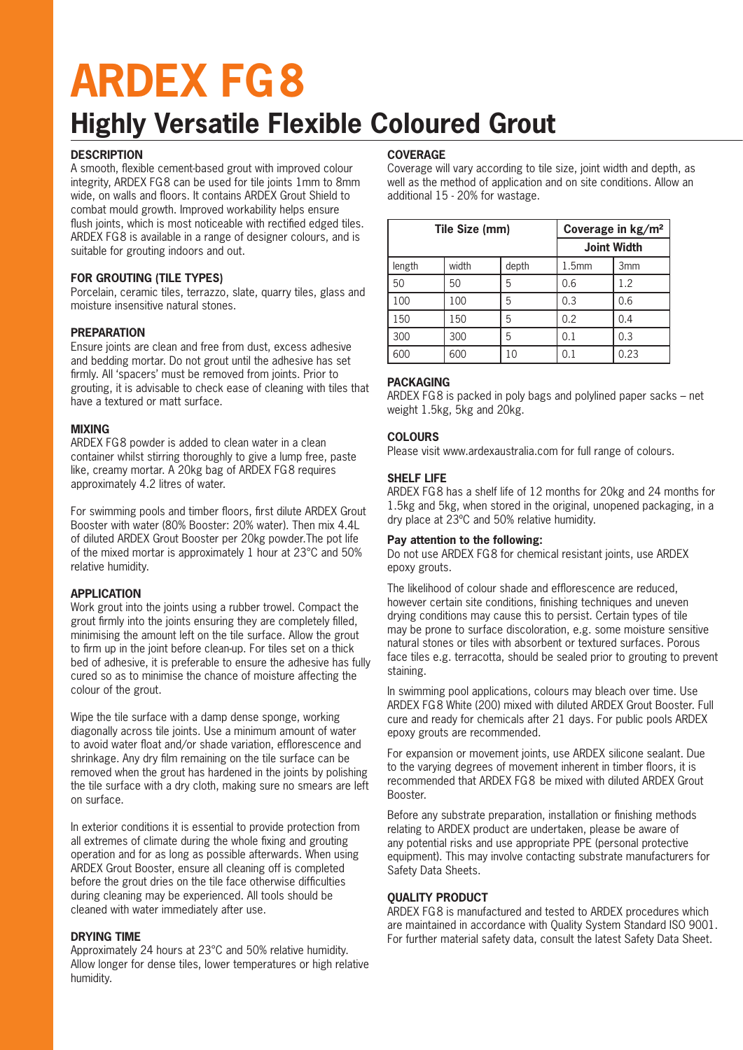# ARDEX FG8

## Highly Versatile Flexible Coloured Grout

### DESCRIPTION

A smooth, flexible cement-based grout with improved colour integrity, ARDEX FG8 can be used for tile joints 1mm to 8mm wide, on walls and floors. It contains ARDEX Grout Shield to combat mould growth. Improved workability helps ensure flush joints, which is most noticeable with rectified edged tiles. ARDEX FG8 is available in a range of designer colours, and is suitable for grouting indoors and out.

### FOR GROUTING (TILE TYPES)

Porcelain, ceramic tiles, terrazzo, slate, quarry tiles, glass and moisture insensitive natural stones.

### PREPARATION

Ensure joints are clean and free from dust, excess adhesive and bedding mortar. Do not grout until the adhesive has set firmly. All 'spacers' must be removed from joints. Prior to grouting, it is advisable to check ease of cleaning with tiles that have a textured or matt surface.

### MIXING

ARDEX FG8 powder is added to clean water in a clean container whilst stirring thoroughly to give a lump free, paste like, creamy mortar. A 20kg bag of ARDEX FG8 requires approximately 4.2 litres of water.

For swimming pools and timber floors, first dilute ARDEX Grout Booster with water (80% Booster: 20% water). Then mix 4.4L of diluted ARDEX Grout Booster per 20kg powder.The pot life of the mixed mortar is approximately 1 hour at 23°C and 50% relative humidity.

### APPLICATION

Work grout into the joints using a rubber trowel. Compact the grout firmly into the joints ensuring they are completely filled, minimising the amount left on the tile surface. Allow the grout to firm up in the joint before clean-up. For tiles set on a thick bed of adhesive, it is preferable to ensure the adhesive has fully cured so as to minimise the chance of moisture affecting the colour of the grout.

Wipe the tile surface with a damp dense sponge, working diagonally across tile joints. Use a minimum amount of water to avoid water float and/or shade variation, efflorescence and shrinkage. Any dry film remaining on the tile surface can be removed when the grout has hardened in the joints by polishing the tile surface with a dry cloth, making sure no smears are left on surface.

In exterior conditions it is essential to provide protection from all extremes of climate during the whole fixing and grouting operation and for as long as possible afterwards. When using ARDEX Grout Booster, ensure all cleaning off is completed before the grout dries on the tile face otherwise difficulties during cleaning may be experienced. All tools should be cleaned with water immediately after use.

### DRYING TIME

Approximately 24 hours at 23°C and 50% relative humidity. Allow longer for dense tiles, lower temperatures or high relative humidity.

### COVERAGE

Coverage will vary according to tile size, joint width and depth, as well as the method of application and on site conditions. Allow an additional 15 - 20% for wastage.

| Tile Size (mm) | | | Coverage in kg/m² | |
|---|---|---|---|---|
| | | | Joint Width | |
| length | width | depth | 1.5mm | 3mm |
| 50 | 50 | 5 | 0.6 | 1.2 |
| 100 | 100 | 5 | 0.3 | 0.6 |
| 150 | 150 | 5 | 0.2 | 0.4 |
| 300 | 300 | 5 | 0.1 | 0.3 |
| 600 | 600 | 10 | 0.1 | 0.23 |

### PACKAGING

ARDEX FG8 is packed in poly bags and polylined paper sacks – net weight 1.5kg, 5kg and 20kg.

### COLOURS

Please visit www.ardexaustralia.com for full range of colours.

### SHELF LIFE

ARDEX FG8 has a shelf life of 12 months for 20kg and 24 months for 1.5kg and 5kg, when stored in the original, unopened packaging, in a dry place at 23ºC and 50% relative humidity.

**Pay attention to the following:**

Do not use ARDEX FG8 for chemical resistant joints, use ARDEX epoxy grouts.

The likelihood of colour shade and efflorescence are reduced, however certain site conditions, finishing techniques and uneven drying conditions may cause this to persist. Certain types of tile may be prone to surface discoloration, e.g. some moisture sensitive natural stones or tiles with absorbent or textured surfaces. Porous face tiles e.g. terracotta, should be sealed prior to grouting to prevent staining.

In swimming pool applications, colours may bleach over time. Use ARDEX FG8 White (200) mixed with diluted ARDEX Grout Booster. Full cure and ready for chemicals after 21 days. For public pools ARDEX epoxy grouts are recommended.

For expansion or movement joints, use ARDEX silicone sealant. Due to the varying degrees of movement inherent in timber floors, it is recommended that ARDEX FG8 be mixed with diluted ARDEX Grout Booster.

Before any substrate preparation, installation or finishing methods relating to ARDEX product are undertaken, please be aware of any potential risks and use appropriate PPE (personal protective equipment). This may involve contacting substrate manufacturers for Safety Data Sheets.

### QUALITY PRODUCT

ARDEX FG8 is manufactured and tested to ARDEX procedures which are maintained in accordance with Quality System Standard ISO 9001. For further material safety data, consult the latest Safety Data Sheet.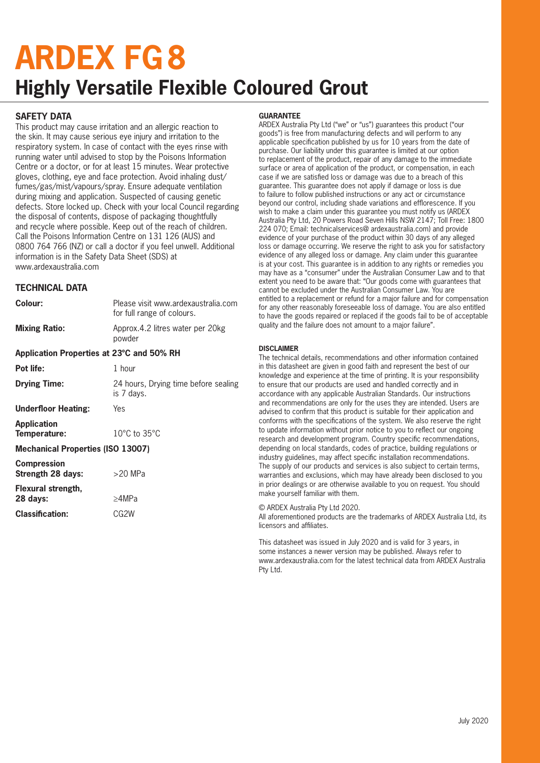# ARDEX FG8

## Highly Versatile Flexible Coloured Grout

### SAFETY DATA

This product may cause irritation and an allergic reaction to the skin. It may cause serious eye injury and irritation to the respiratory system. In case of contact with the eyes rinse with running water until advised to stop by the Poisons Information Centre or a doctor, or for at least 15 minutes. Wear protective gloves, clothing, eye and face protection. Avoid inhaling dust/ fumes/gas/mist/vapours/spray. Ensure adequate ventilation during mixing and application. Suspected of causing genetic defects. Store locked up. Check with your local Council regarding the disposal of contents, dispose of packaging thoughtfully and recycle where possible. Keep out of the reach of children. Call the Poisons Information Centre on 131 126 (AUS) and 0800 764 766 (NZ) or call a doctor if you feel unwell. Additional information is in the Safety Data Sheet (SDS) at www.ardexaustralia.com

### TECHNICAL DATA

| | |
|---|---|
| **Colour:** | Please visit www.ardexaustralia.com for full range of colours. |
| **Mixing Ratio:** | Approx.4.2 litres water per 20kg powder |
| **Application Properties at 23°C and 50% RH** | |
| **Pot life:** | 1 hour |
| **Drying Time:** | 24 hours, Drying time before sealing is 7 days. |
| **Underfloor Heating:** | Yes |
| **Application Temperature:** | 10°C to 35°C |
| **Mechanical Properties (ISO 13007)** | |
| **Compression Strength 28 days:** | >20 MPa |
| **Flexural strength, 28 days:** | ≥4MPa |
| **Classification:** | CG2W |

#### GUARANTEE

ARDEX Australia Pty Ltd ("we" or "us") guarantees this product ("our goods") is free from manufacturing defects and will perform to any applicable specification published by us for 10 years from the date of purchase. Our liability under this guarantee is limited at our option to replacement of the product, repair of any damage to the immediate surface or area of application of the product, or compensation, in each case if we are satisfied loss or damage was due to a breach of this guarantee. This guarantee does not apply if damage or loss is due to failure to follow published instructions or any act or circumstance beyond our control, including shade variations and efflorescence. If you wish to make a claim under this guarantee you must notify us (ARDEX Australia Pty Ltd, 20 Powers Road Seven Hills NSW 2147; Toll Free: 1800 224 070; Email: technicalservices@ ardexaustralia.com) and provide evidence of your purchase of the product within 30 days of any alleged loss or damage occurring. We reserve the right to ask you for satisfactory evidence of any alleged loss or damage. Any claim under this guarantee is at your cost. This guarantee is in addition to any rights or remedies you may have as a "consumer" under the Australian Consumer Law and to that extent you need to be aware that: "Our goods come with guarantees that cannot be excluded under the Australian Consumer Law. You are entitled to a replacement or refund for a major failure and for compensation for any other reasonably foreseeable loss of damage. You are also entitled to have the goods repaired or replaced if the goods fail to be of acceptable quality and the failure does not amount to a major failure".

#### DISCLAIMER

The technical details, recommendations and other information contained in this datasheet are given in good faith and represent the best of our knowledge and experience at the time of printing. It is your responsibility to ensure that our products are used and handled correctly and in accordance with any applicable Australian Standards. Our instructions and recommendations are only for the uses they are intended. Users are advised to confirm that this product is suitable for their application and conforms with the specifications of the system. We also reserve the right to update information without prior notice to you to reflect our ongoing research and development program. Country specific recommendations, depending on local standards, codes of practice, building regulations or industry guidelines, may affect specific installation recommendations. The supply of our products and services is also subject to certain terms, warranties and exclusions, which may have already been disclosed to you in prior dealings or are otherwise available to you on request. You should make yourself familiar with them.

© ARDEX Australia Pty Ltd 2020.
All aforementioned products are the trademarks of ARDEX Australia Ltd, its licensors and affiliates.

This datasheet was issued in July 2020 and is valid for 3 years, in some instances a newer version may be published. Always refer to www.ardexaustralia.com for the latest technical data from ARDEX Australia Pty Ltd.